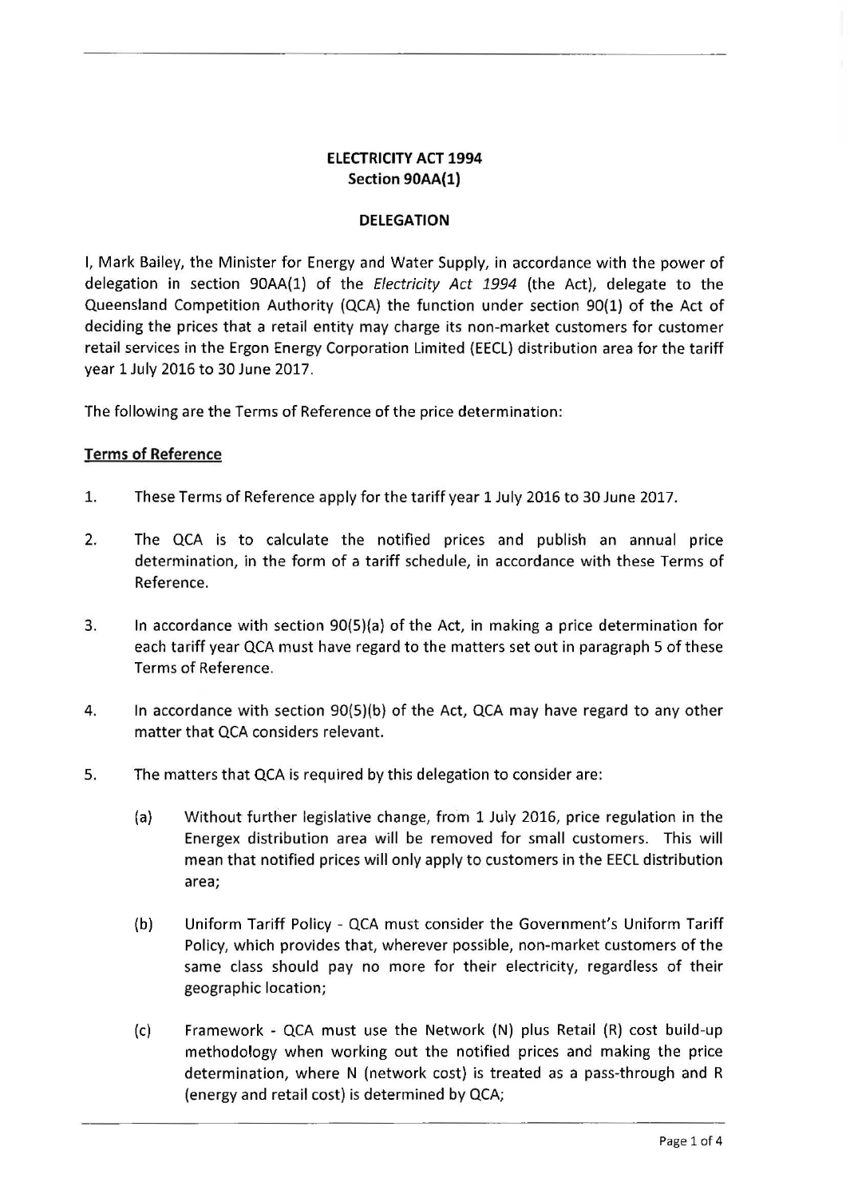**ELECTRICITY ACT 1994**
**Section 90AA(1)**

**DELEGATION**

I, Mark Bailey, the Minister for Energy and Water Supply, in accordance with the power of delegation in section 90AA(1) of the *Electricity Act 1994* (the Act), delegate to the Queensland Competition Authority (QCA) the function under section 90(1) of the Act of deciding the prices that a retail entity may charge its non-market customers for customer retail services in the Ergon Energy Corporation Limited (EECL) distribution area for the tariff year 1 July 2016 to 30 June 2017.

The following are the Terms of Reference of the price determination:

**Terms of Reference**

1. These Terms of Reference apply for the tariff year 1 July 2016 to 30 June 2017.

2. The QCA is to calculate the notified prices and publish an annual price determination, in the form of a tariff schedule, in accordance with these Terms of Reference.

3. In accordance with section 90(5)(a) of the Act, in making a price determination for each tariff year QCA must have regard to the matters set out in paragraph 5 of these Terms of Reference.

4. In accordance with section 90(5)(b) of the Act, QCA may have regard to any other matter that QCA considers relevant.

5. The matters that QCA is required by this delegation to consider are:

   (a) Without further legislative change, from 1 July 2016, price regulation in the Energex distribution area will be removed for small customers. This will mean that notified prices will only apply to customers in the EECL distribution area;

   (b) Uniform Tariff Policy - QCA must consider the Government's Uniform Tariff Policy, which provides that, wherever possible, non-market customers of the same class should pay no more for their electricity, regardless of their geographic location;

   (c) Framework - QCA must use the Network (N) plus Retail (R) cost build-up methodology when working out the notified prices and making the price determination, where N (network cost) is treated as a pass-through and R (energy and retail cost) is determined by QCA;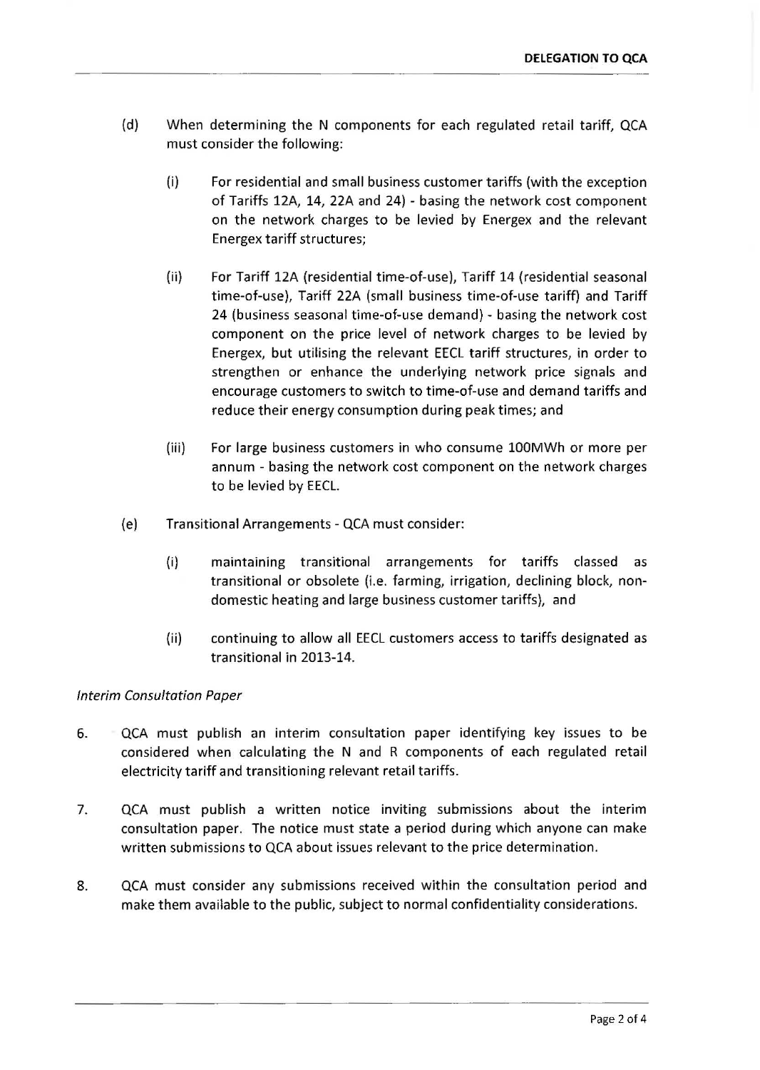(d) When determining the N components for each regulated retail tariff, QCA must consider the following:

  (i) For residential and small business customer tariffs (with the exception of Tariffs 12A, 14, 22A and 24) - basing the network cost component on the network charges to be levied by Energex and the relevant Energex tariff structures;

  (ii) For Tariff 12A (residential time-of-use), Tariff 14 (residential seasonal time-of-use), Tariff 22A (small business time-of-use tariff) and Tariff 24 (business seasonal time-of-use demand) - basing the network cost component on the price level of network charges to be levied by Energex, but utilising the relevant EECL tariff structures, in order to strengthen or enhance the underlying network price signals and encourage customers to switch to time-of-use and demand tariffs and reduce their energy consumption during peak times; and

  (iii) For large business customers in who consume 100MWh or more per annum - basing the network cost component on the network charges to be levied by EECL.

(e) Transitional Arrangements - QCA must consider:

  (i) maintaining transitional arrangements for tariffs classed as transitional or obsolete (i.e. farming, irrigation, declining block, non-domestic heating and large business customer tariffs), and

  (ii) continuing to allow all EECL customers access to tariffs designated as transitional in 2013-14.

*Interim Consultation Paper*

6. QCA must publish an interim consultation paper identifying key issues to be considered when calculating the N and R components of each regulated retail electricity tariff and transitioning relevant retail tariffs.

7. QCA must publish a written notice inviting submissions about the interim consultation paper. The notice must state a period during which anyone can make written submissions to QCA about issues relevant to the price determination.

8. QCA must consider any submissions received within the consultation period and make them available to the public, subject to normal confidentiality considerations.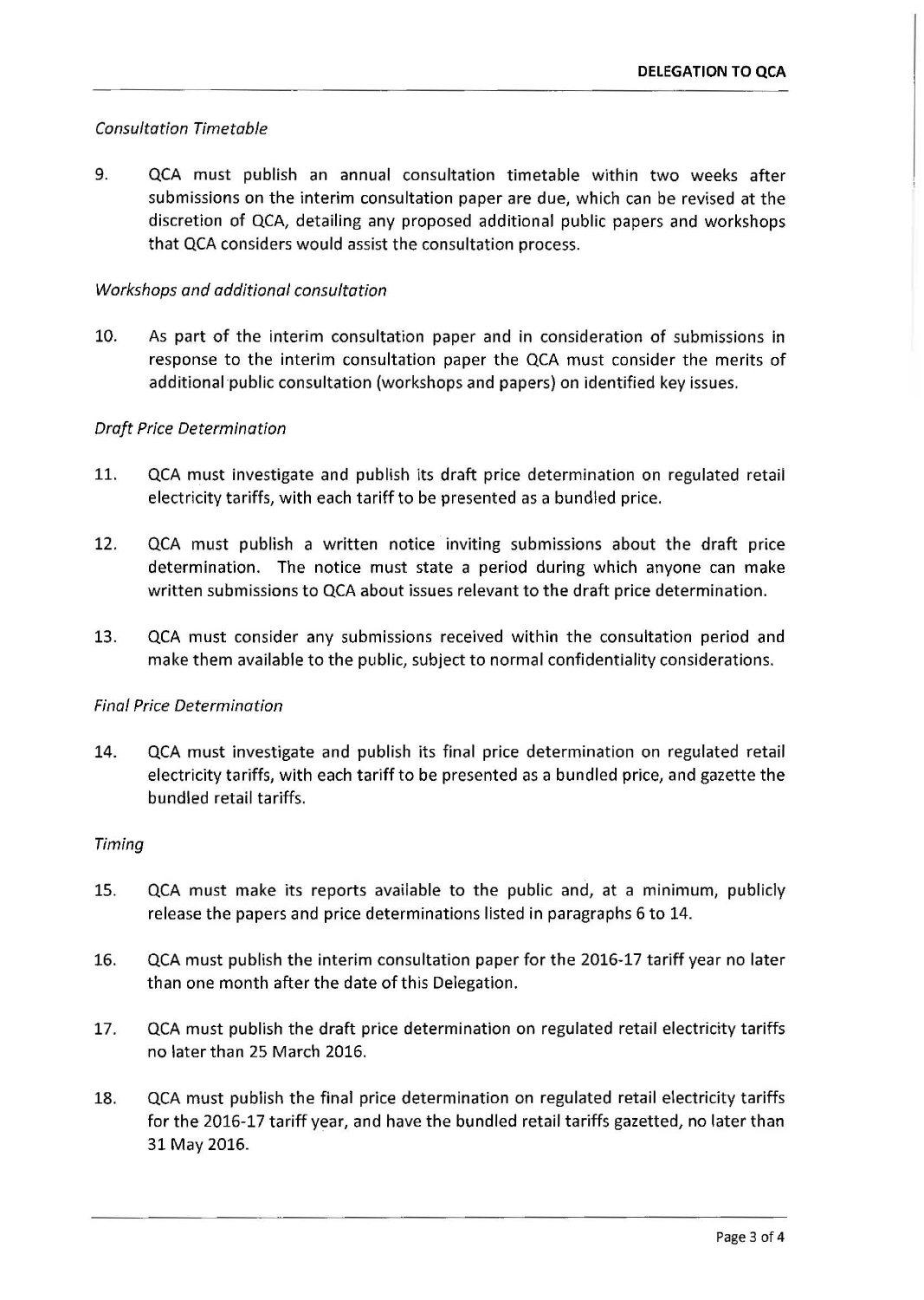*Consultation Timetable*

9. QCA must publish an annual consultation timetable within two weeks after submissions on the interim consultation paper are due, which can be revised at the discretion of QCA, detailing any proposed additional public papers and workshops that QCA considers would assist the consultation process.

*Workshops and additional consultation*

10. As part of the interim consultation paper and in consideration of submissions in response to the interim consultation paper the QCA must consider the merits of additional public consultation (workshops and papers) on identified key issues.

*Draft Price Determination*

11. QCA must investigate and publish its draft price determination on regulated retail electricity tariffs, with each tariff to be presented as a bundled price.

12. QCA must publish a written notice inviting submissions about the draft price determination. The notice must state a period during which anyone can make written submissions to QCA about issues relevant to the draft price determination.

13. QCA must consider any submissions received within the consultation period and make them available to the public, subject to normal confidentiality considerations.

*Final Price Determination*

14. QCA must investigate and publish its final price determination on regulated retail electricity tariffs, with each tariff to be presented as a bundled price, and gazette the bundled retail tariffs.

*Timing*

15. QCA must make its reports available to the public and, at a minimum, publicly release the papers and price determinations listed in paragraphs 6 to 14.

16. QCA must publish the interim consultation paper for the 2016-17 tariff year no later than one month after the date of this Delegation.

17. QCA must publish the draft price determination on regulated retail electricity tariffs no later than 25 March 2016.

18. QCA must publish the final price determination on regulated retail electricity tariffs for the 2016-17 tariff year, and have the bundled retail tariffs gazetted, no later than 31 May 2016.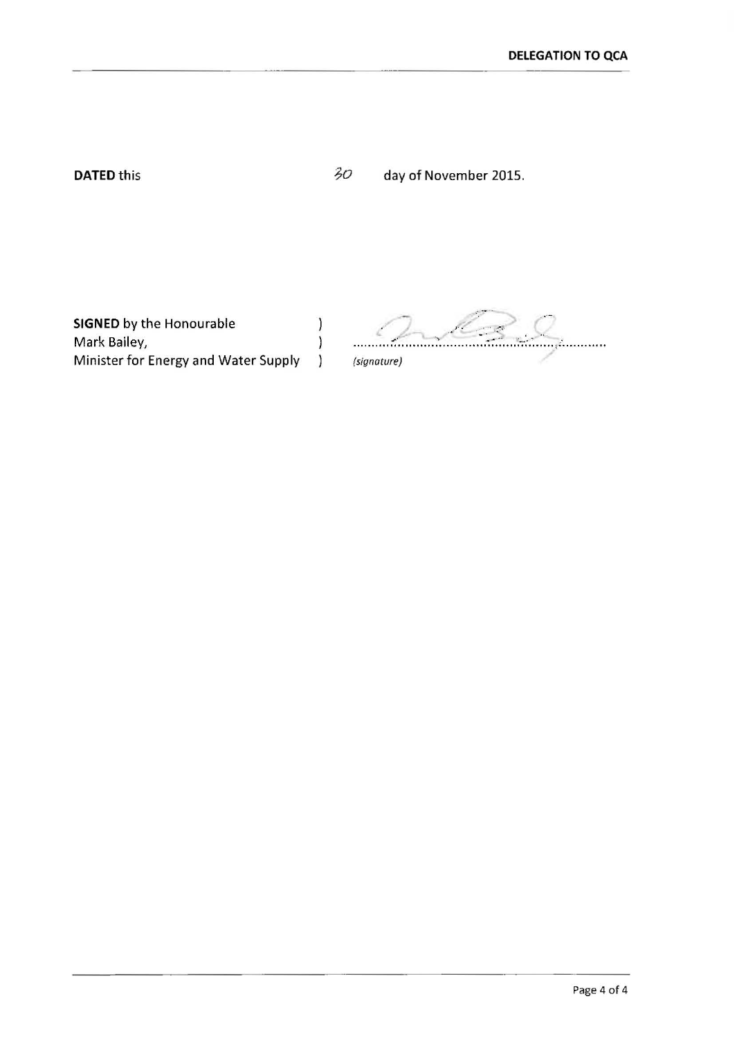**DATED** this 30 day of November 2015.

**SIGNED** by the Honourable )
Mark Bailey, )
Minister for Energy and Water Supply )

.............................................................................
*(signature)*